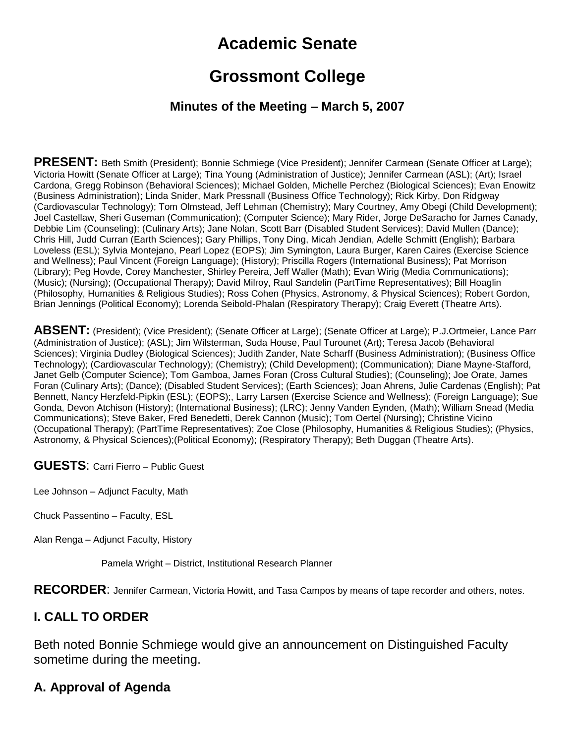# Academic Senate

# Grossmont College

### Minutes of the Meeting – March 5, 2007

**PRESENT:** Beth Smith (President); Bonnie Schmiege (Vice President); Jennifer Carmean (Senate Officer at Large); Victoria Howitt (Senate Officer at Large); Tina Young (Administration of Justice); Jennifer Carmean (ASL); (Art); Israel Cardona, Gregg Robinson (Behavioral Sciences); Michael Golden, Michelle Perchez (Biological Sciences); Evan Enowitz (Business Administration); Linda Snider, Mark Pressnall (Business Office Technology); Rick Kirby, Don Ridgway (Cardiovascular Technology); Tom Olmstead, Jeff Lehman (Chemistry); Mary Courtney, Amy Obegi (Child Development); Joel Castellaw, Sheri Guseman (Communication); (Computer Science); Mary Rider, Jorge DeSaracho for James Canady, Debbie Lim (Counseling); (Culinary Arts); Jane Nolan, Scott Barr (Disabled Student Services); David Mullen (Dance); Chris Hill, Judd Curran (Earth Sciences); Gary Phillips, Tony Ding, Micah Jendian, Adelle Schmitt (English); Barbara Loveless (ESL); Sylvia Montejano, Pearl Lopez (EOPS); Jim Symington, Laura Burger, Karen Caires (Exercise Science and Wellness); Paul Vincent (Foreign Language); (History); Priscilla Rogers (International Business); Pat Morrison (Library); Peg Hovde, Corey Manchester, Shirley Pereira, Jeff Waller (Math); Evan Wirig (Media Communications); (Music); (Nursing); (Occupational Therapy); David Milroy, Raul Sandelin (PartTime Representatives); Bill Hoaglin (Philosophy, Humanities & Religious Studies); Ross Cohen (Physics, Astronomy, & Physical Sciences); Robert Gordon, Brian Jennings (Political Economy); Lorenda Seibold-Phalan (Respiratory Therapy); Craig Everett (Theatre Arts).

**ABSENT:** (President); (Vice President); (Senate Officer at Large); (Senate Officer at Large); P.J.Ortmeier, Lance Parr (Administration of Justice); (ASL); Jim Wilsterman, Suda House, Paul Turounet (Art); Teresa Jacob (Behavioral Sciences); Virginia Dudley (Biological Sciences); Judith Zander, Nate Scharff (Business Administration); (Business Office Technology); (Cardiovascular Technology); (Chemistry); (Child Development); (Communication); Diane Mayne-Stafford, Janet Gelb (Computer Science); Tom Gamboa, James Foran (Cross Cultural Studies); (Counseling); Joe Orate, James Foran (Culinary Arts); (Dance); (Disabled Student Services); (Earth Sciences); Joan Ahrens, Julie Cardenas (English); Pat Bennett, Nancy Herzfeld-Pipkin (ESL); (EOPS);, Larry Larsen (Exercise Science and Wellness); (Foreign Language); Sue Gonda, Devon Atchison (History); (International Business); (LRC); Jenny Vanden Eynden, (Math); William Snead (Media Communications); Steve Baker, Fred Benedetti, Derek Cannon (Music); Tom Oertel (Nursing); Christine Vicino (Occupational Therapy); (PartTime Representatives); Zoe Close (Philosophy, Humanities & Religious Studies); (Physics, Astronomy, & Physical Sciences);(Political Economy); (Respiratory Therapy); Beth Duggan (Theatre Arts).

**GUESTS**: Carri Fierro – Public Guest

Lee Johnson – Adjunct Faculty, Math

Chuck Passentino – Faculty, ESL

Alan Renga – Adjunct Faculty, History

Pamela Wright – District, Institutional Research Planner

**RECORDER**: Jennifer Carmean, Victoria Howitt, and Tasa Campos by means of tape recorder and others, notes.

## I. CALL TO ORDER

Beth noted Bonnie Schmiege would give an announcement on Distinguished Faculty sometime during the meeting.

### A. Approval of Agenda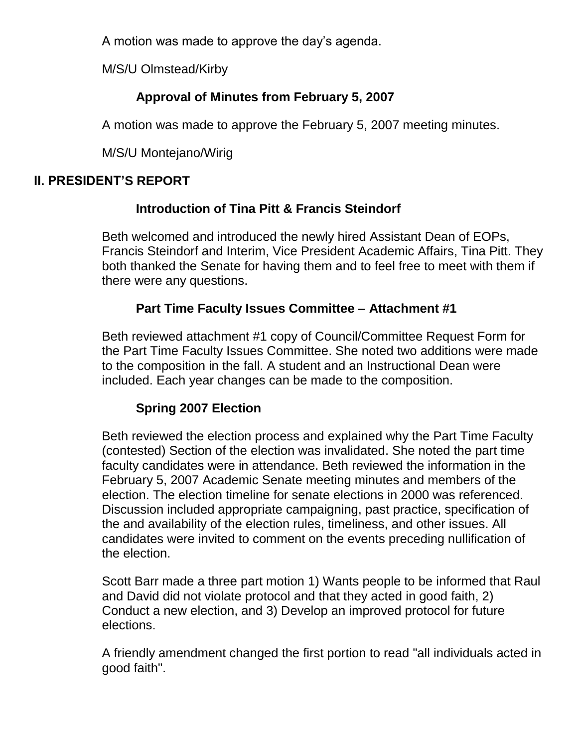A motion was made to approve the day's agenda.

M/S/U Olmstead/Kirby

### Approval of Minutes from February 5, 2007

A motion was made to approve the February 5, 2007 meeting minutes.

M/S/U Montejano/Wirig

## II. PRESIDENT'S REPORT

### Introduction of Tina Pitt & Francis Steindorf

Beth welcomed and introduced the newly hired Assistant Dean of EOPs, Francis Steindorf and Interim, Vice President Academic Affairs, Tina Pitt. They both thanked the Senate for having them and to feel free to meet with them if there were any questions.

### Part Time Faculty Issues Committee – Attachment #1

Beth reviewed attachment #1 copy of Council/Committee Request Form for the Part Time Faculty Issues Committee. She noted two additions were made to the composition in the fall. A student and an Instructional Dean were included. Each year changes can be made to the composition.

### Spring 2007 Election

Beth reviewed the election process and explained why the Part Time Faculty (contested) Section of the election was invalidated. She noted the part time faculty candidates were in attendance. Beth reviewed the information in the February 5, 2007 Academic Senate meeting minutes and members of the election. The election timeline for senate elections in 2000 was referenced. Discussion included appropriate campaigning, past practice, specification of the and availability of the election rules, timeliness, and other issues. All candidates were invited to comment on the events preceding nullification of the election.

Scott Barr made a three part motion 1) Wants people to be informed that Raul and David did not violate protocol and that they acted in good faith, 2) Conduct a new election, and 3) Develop an improved protocol for future elections.

A friendly amendment changed the first portion to read "all individuals acted in good faith".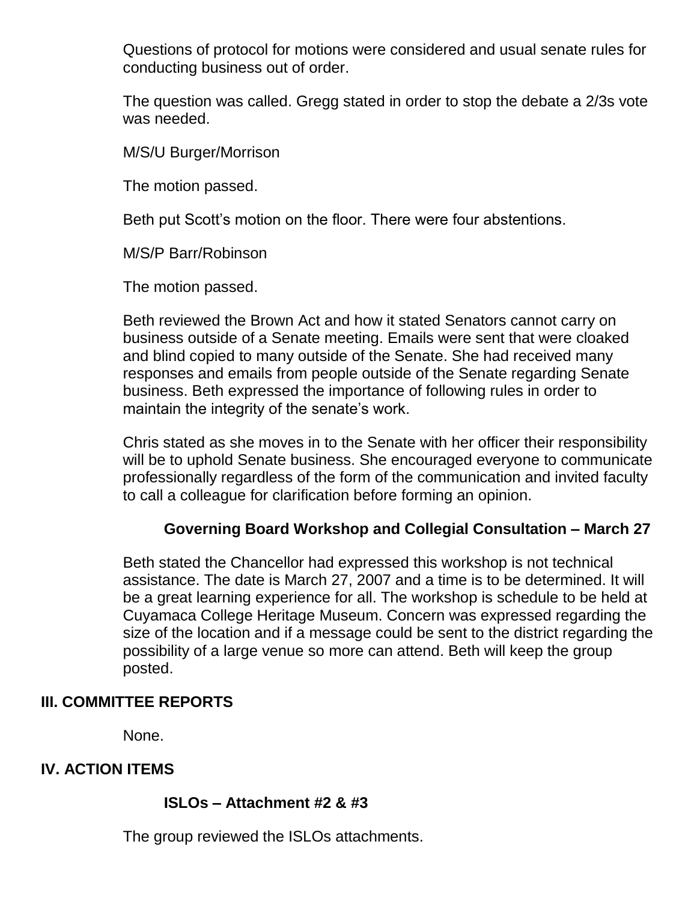Questions of protocol for motions were considered and usual senate rules for conducting business out of order.

The question was called. Gregg stated in order to stop the debate a 2/3s vote was needed.

M/S/U Burger/Morrison

The motion passed.

Beth put Scott's motion on the floor. There were four abstentions.

M/S/P Barr/Robinson

The motion passed.

Beth reviewed the Brown Act and how it stated Senators cannot carry on business outside of a Senate meeting. Emails were sent that were cloaked and blind copied to many outside of the Senate. She had received many responses and emails from people outside of the Senate regarding Senate business. Beth expressed the importance of following rules in order to maintain the integrity of the senate's work.

Chris stated as she moves in to the Senate with her officer their responsibility will be to uphold Senate business. She encouraged everyone to communicate professionally regardless of the form of the communication and invited faculty to call a colleague for clarification before forming an opinion.

### Governing Board Workshop and Collegial Consultation – March 27

Beth stated the Chancellor had expressed this workshop is not technical assistance. The date is March 27, 2007 and a time is to be determined. It will be a great learning experience for all. The workshop is schedule to be held at Cuyamaca College Heritage Museum. Concern was expressed regarding the size of the location and if a message could be sent to the district regarding the possibility of a large venue so more can attend. Beth will keep the group posted.

## III. COMMITTEE REPORTS

None.

## IV. ACTION ITEMS

### ISLOs – Attachment #2 & #3

The group reviewed the ISLOs attachments.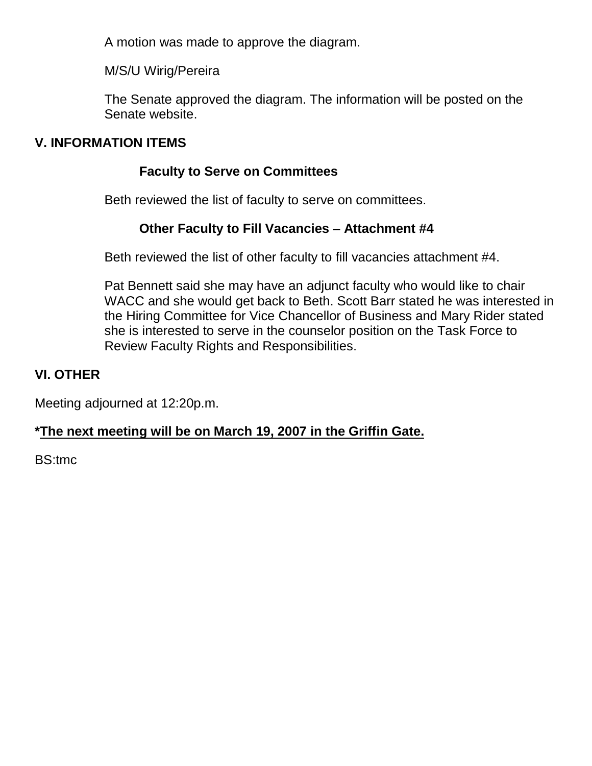A motion was made to approve the diagram.

M/S/U Wirig/Pereira

The Senate approved the diagram. The information will be posted on the Senate website.

## V. INFORMATION ITEMS

### Faculty to Serve on Committees

Beth reviewed the list of faculty to serve on committees.

### Other Faculty to Fill Vacancies – Attachment #4

Beth reviewed the list of other faculty to fill vacancies attachment #4.

Pat Bennett said she may have an adjunct faculty who would like to chair WACC and she would get back to Beth. Scott Barr stated he was interested in the Hiring Committee for Vice Chancellor of Business and Mary Rider stated she is interested to serve in the counselor position on the Task Force to Review Faculty Rights and Responsibilities.

## VI. OTHER

Meeting adjourned at 12:20p.m.

**\*<u>The next meeting will be on March 19, 2007 in the Griffin Gate.</u>**

BS:tmc